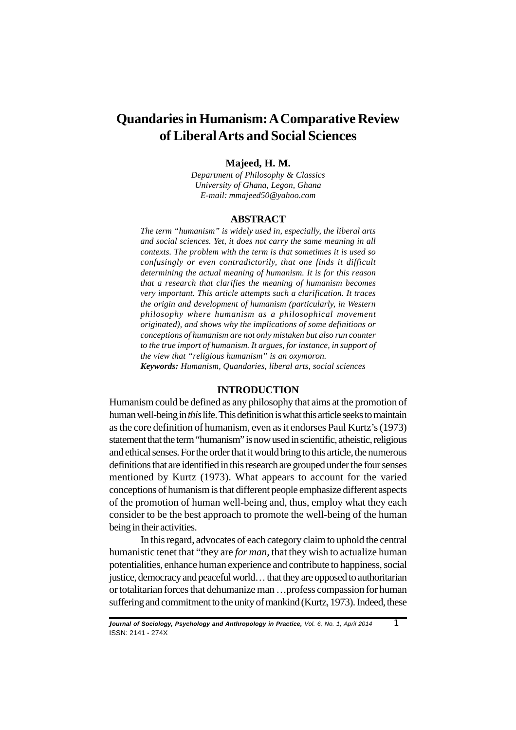# Quandaries in Humanism: A Comparative Review of Liberal Arts and Social Sciences

**Majeed, H. M.**

*Department of Philosophy & Classics*
*University of Ghana, Legon, Ghana*
*E-mail: mmajeed50@yahoo.com*

## ABSTRACT

*The term "humanism" is widely used in, especially, the liberal arts and social sciences. Yet, it does not carry the same meaning in all contexts. The problem with the term is that sometimes it is used so confusingly or even contradictorily, that one finds it difficult determining the actual meaning of humanism. It is for this reason that a research that clarifies the meaning of humanism becomes very important. This article attempts such a clarification. It traces the origin and development of humanism (particularly, in Western philosophy where humanism as a philosophical movement originated), and shows why the implications of some definitions or conceptions of humanism are not only mistaken but also run counter to the true import of humanism. It argues, for instance, in support of the view that "religious humanism" is an oxymoron.*

***Keywords:*** *Humanism, Quandaries, liberal arts, social sciences*

## INTRODUCTION

Humanism could be defined as any philosophy that aims at the promotion of human well-being in *this* life. This definition is what this article seeks to maintain as the core definition of humanism, even as it endorses Paul Kurtz's (1973) statement that the term "humanism" is now used in scientific, atheistic, religious and ethical senses. For the order that it would bring to this article, the numerous definitions that are identified in this research are grouped under the four senses mentioned by Kurtz (1973). What appears to account for the varied conceptions of humanism is that different people emphasize different aspects of the promotion of human well-being and, thus, employ what they each consider to be the best approach to promote the well-being of the human being in their activities.

In this regard, advocates of each category claim to uphold the central humanistic tenet that "they are *for man*, that they wish to actualize human potentialities, enhance human experience and contribute to happiness, social justice, democracy and peaceful world… that they are opposed to authoritarian or totalitarian forces that dehumanize man …profess compassion for human suffering and commitment to the unity of mankind (Kurtz, 1973). Indeed, these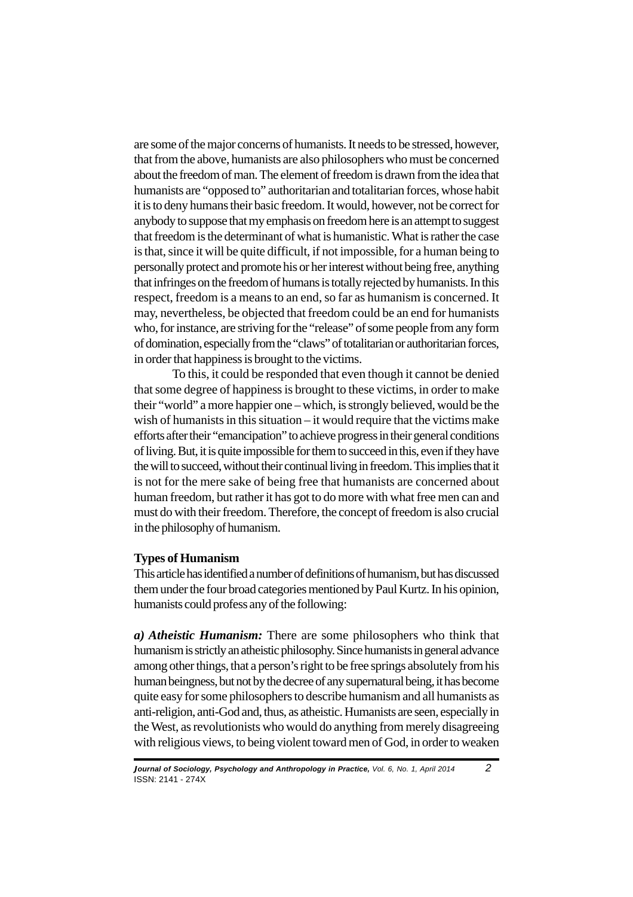are some of the major concerns of humanists. It needs to be stressed, however, that from the above, humanists are also philosophers who must be concerned about the freedom of man. The element of freedom is drawn from the idea that humanists are "opposed to" authoritarian and totalitarian forces, whose habit it is to deny humans their basic freedom. It would, however, not be correct for anybody to suppose that my emphasis on freedom here is an attempt to suggest that freedom is the determinant of what is humanistic. What is rather the case is that, since it will be quite difficult, if not impossible, for a human being to personally protect and promote his or her interest without being free, anything that infringes on the freedom of humans is totally rejected by humanists. In this respect, freedom is a means to an end, so far as humanism is concerned. It may, nevertheless, be objected that freedom could be an end for humanists who, for instance, are striving for the "release" of some people from any form of domination, especially from the "claws" of totalitarian or authoritarian forces, in order that happiness is brought to the victims.

To this, it could be responded that even though it cannot be denied that some degree of happiness is brought to these victims, in order to make their "world" a more happier one – which, is strongly believed, would be the wish of humanists in this situation – it would require that the victims make efforts after their "emancipation" to achieve progress in their general conditions of living. But, it is quite impossible for them to succeed in this, even if they have the will to succeed, without their continual living in freedom. This implies that it is not for the mere sake of being free that humanists are concerned about human freedom, but rather it has got to do more with what free men can and must do with their freedom. Therefore, the concept of freedom is also crucial in the philosophy of humanism.

## Types of Humanism

This article has identified a number of definitions of humanism, but has discussed them under the four broad categories mentioned by Paul Kurtz. In his opinion, humanists could profess any of the following:

***a) Atheistic Humanism:*** There are some philosophers who think that humanism is strictly an atheistic philosophy. Since humanists in general advance among other things, that a person's right to be free springs absolutely from his human beingness, but not by the decree of any supernatural being, it has become quite easy for some philosophers to describe humanism and all humanists as anti-religion, anti-God and, thus, as atheistic. Humanists are seen, especially in the West, as revolutionists who would do anything from merely disagreeing with religious views, to being violent toward men of God, in order to weaken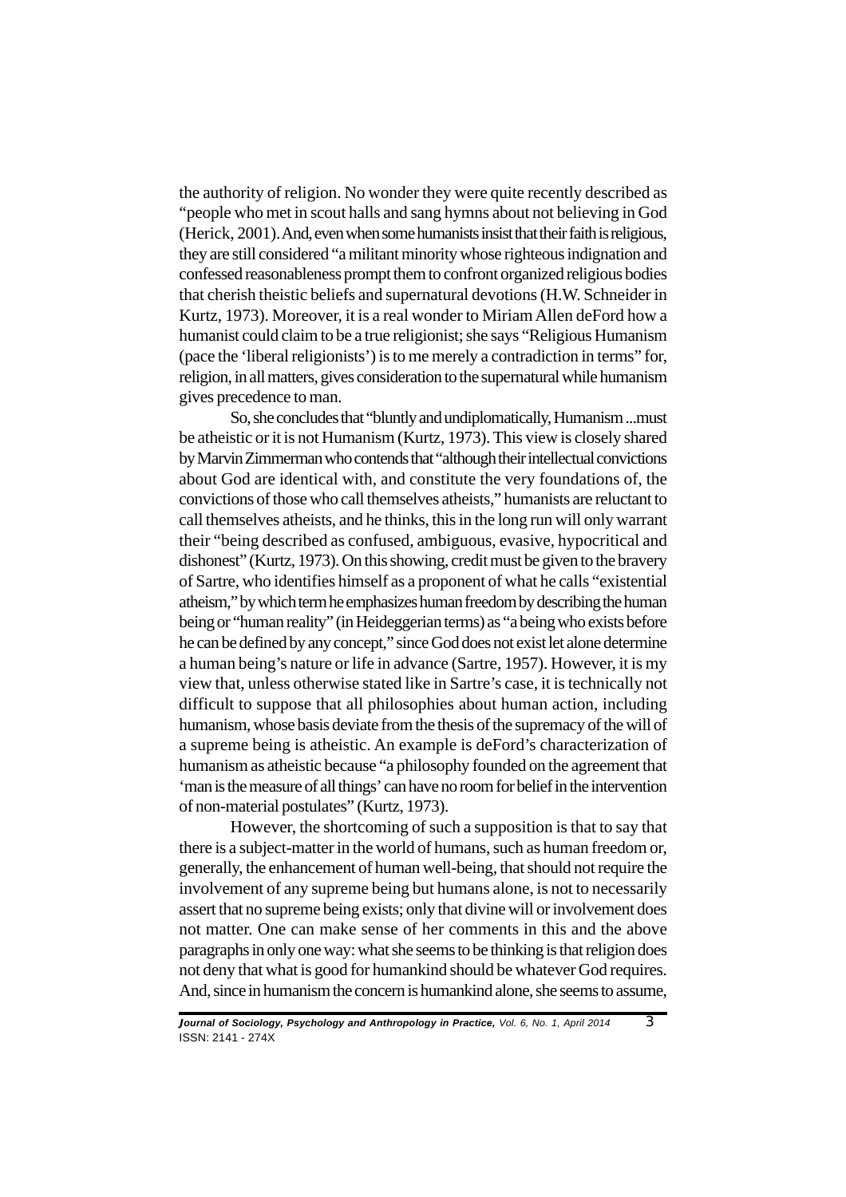the authority of religion. No wonder they were quite recently described as "people who met in scout halls and sang hymns about not believing in God (Herick, 2001). And, even when some humanists insist that their faith is religious, they are still considered "a militant minority whose righteous indignation and confessed reasonableness prompt them to confront organized religious bodies that cherish theistic beliefs and supernatural devotions (H.W. Schneider in Kurtz, 1973). Moreover, it is a real wonder to Miriam Allen deFord how a humanist could claim to be a true religionist; she says "Religious Humanism (pace the 'liberal religionists') is to me merely a contradiction in terms" for, religion, in all matters, gives consideration to the supernatural while humanism gives precedence to man.

So, she concludes that "bluntly and undiplomatically, Humanism ...must be atheistic or it is not Humanism (Kurtz, 1973). This view is closely shared by Marvin Zimmerman who contends that "although their intellectual convictions about God are identical with, and constitute the very foundations of, the convictions of those who call themselves atheists," humanists are reluctant to call themselves atheists, and he thinks, this in the long run will only warrant their "being described as confused, ambiguous, evasive, hypocritical and dishonest" (Kurtz, 1973). On this showing, credit must be given to the bravery of Sartre, who identifies himself as a proponent of what he calls "existential atheism," by which term he emphasizes human freedom by describing the human being or "human reality" (in Heideggerian terms) as "a being who exists before he can be defined by any concept," since God does not exist let alone determine a human being's nature or life in advance (Sartre, 1957). However, it is my view that, unless otherwise stated like in Sartre's case, it is technically not difficult to suppose that all philosophies about human action, including humanism, whose basis deviate from the thesis of the supremacy of the will of a supreme being is atheistic. An example is deFord's characterization of humanism as atheistic because "a philosophy founded on the agreement that 'man is the measure of all things' can have no room for belief in the intervention of non-material postulates" (Kurtz, 1973).

However, the shortcoming of such a supposition is that to say that there is a subject-matter in the world of humans, such as human freedom or, generally, the enhancement of human well-being, that should not require the involvement of any supreme being but humans alone, is not to necessarily assert that no supreme being exists; only that divine will or involvement does not matter. One can make sense of her comments in this and the above paragraphs in only one way: what she seems to be thinking is that religion does not deny that what is good for humankind should be whatever God requires. And, since in humanism the concern is humankind alone, she seems to assume,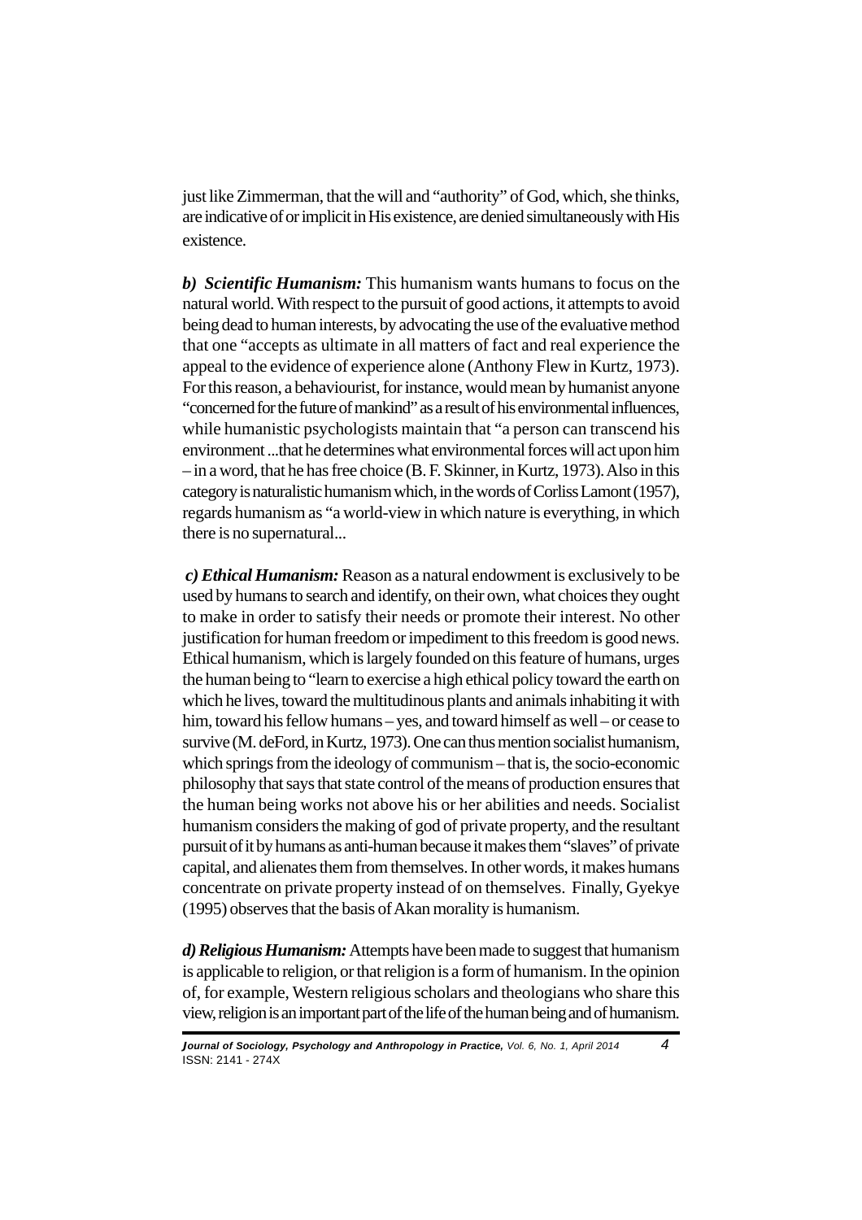just like Zimmerman, that the will and "authority" of God, which, she thinks, are indicative of or implicit in His existence, are denied simultaneously with His existence.

***b) Scientific Humanism:*** This humanism wants humans to focus on the natural world. With respect to the pursuit of good actions, it attempts to avoid being dead to human interests, by advocating the use of the evaluative method that one "accepts as ultimate in all matters of fact and real experience the appeal to the evidence of experience alone (Anthony Flew in Kurtz, 1973). For this reason, a behaviourist, for instance, would mean by humanist anyone "concerned for the future of mankind" as a result of his environmental influences, while humanistic psychologists maintain that "a person can transcend his environment ...that he determines what environmental forces will act upon him – in a word, that he has free choice (B. F. Skinner, in Kurtz, 1973). Also in this category is naturalistic humanism which, in the words of Corliss Lamont (1957), regards humanism as "a world-view in which nature is everything, in which there is no supernatural...

***c) Ethical Humanism:*** Reason as a natural endowment is exclusively to be used by humans to search and identify, on their own, what choices they ought to make in order to satisfy their needs or promote their interest. No other justification for human freedom or impediment to this freedom is good news. Ethical humanism, which is largely founded on this feature of humans, urges the human being to "learn to exercise a high ethical policy toward the earth on which he lives, toward the multitudinous plants and animals inhabiting it with him, toward his fellow humans – yes, and toward himself as well – or cease to survive (M. deFord, in Kurtz, 1973). One can thus mention socialist humanism, which springs from the ideology of communism – that is, the socio-economic philosophy that says that state control of the means of production ensures that the human being works not above his or her abilities and needs. Socialist humanism considers the making of god of private property, and the resultant pursuit of it by humans as anti-human because it makes them "slaves" of private capital, and alienates them from themselves. In other words, it makes humans concentrate on private property instead of on themselves. Finally, Gyekye (1995) observes that the basis of Akan morality is humanism.

***d) Religious Humanism:*** Attempts have been made to suggest that humanism is applicable to religion, or that religion is a form of humanism. In the opinion of, for example, Western religious scholars and theologians who share this view, religion is an important part of the life of the human being and of humanism.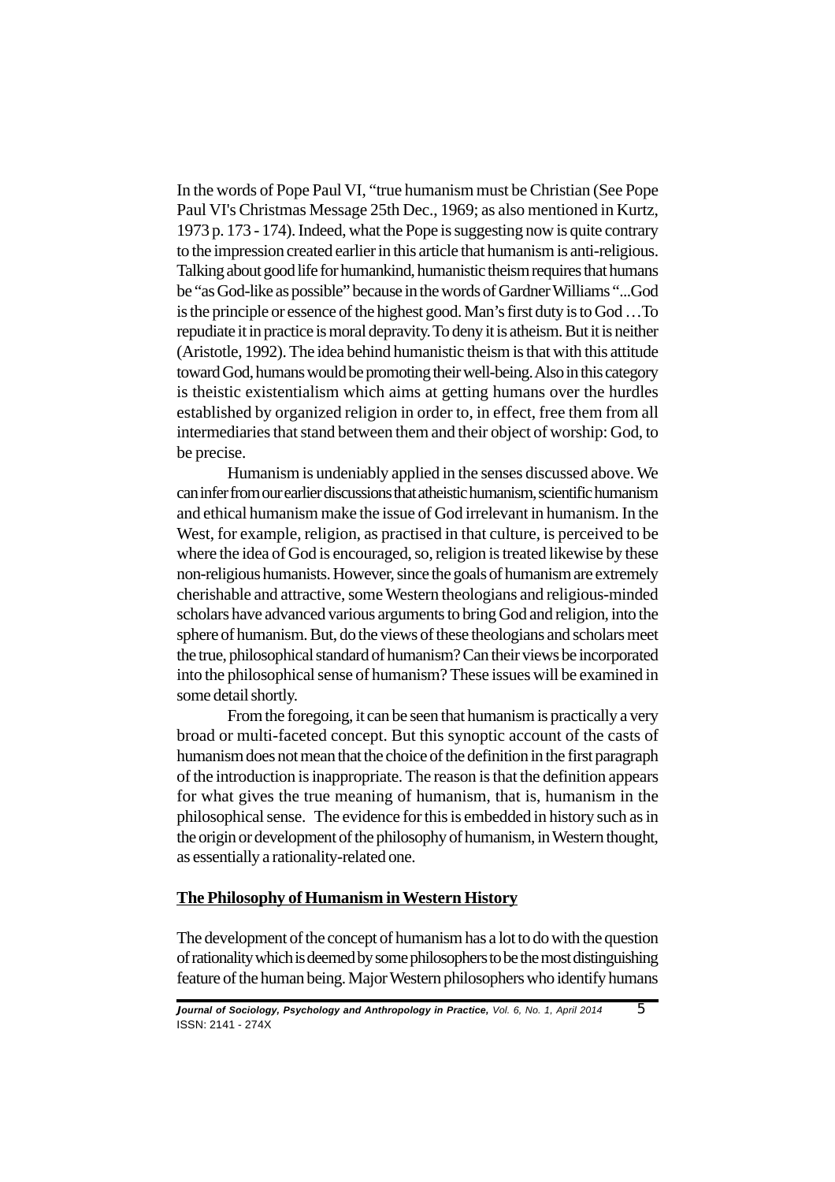In the words of Pope Paul VI, "true humanism must be Christian (See Pope Paul VI's Christmas Message 25th Dec., 1969; as also mentioned in Kurtz, 1973 p. 173 - 174). Indeed, what the Pope is suggesting now is quite contrary to the impression created earlier in this article that humanism is anti-religious. Talking about good life for humankind, humanistic theism requires that humans be "as God-like as possible" because in the words of Gardner Williams "...God is the principle or essence of the highest good. Man's first duty is to God …To repudiate it in practice is moral depravity. To deny it is atheism. But it is neither (Aristotle, 1992). The idea behind humanistic theism is that with this attitude toward God, humans would be promoting their well-being. Also in this category is theistic existentialism which aims at getting humans over the hurdles established by organized religion in order to, in effect, free them from all intermediaries that stand between them and their object of worship: God, to be precise.

Humanism is undeniably applied in the senses discussed above. We can infer from our earlier discussions that atheistic humanism, scientific humanism and ethical humanism make the issue of God irrelevant in humanism. In the West, for example, religion, as practised in that culture, is perceived to be where the idea of God is encouraged, so, religion is treated likewise by these non-religious humanists. However, since the goals of humanism are extremely cherishable and attractive, some Western theologians and religious-minded scholars have advanced various arguments to bring God and religion, into the sphere of humanism. But, do the views of these theologians and scholars meet the true, philosophical standard of humanism? Can their views be incorporated into the philosophical sense of humanism? These issues will be examined in some detail shortly.

From the foregoing, it can be seen that humanism is practically a very broad or multi-faceted concept. But this synoptic account of the casts of humanism does not mean that the choice of the definition in the first paragraph of the introduction is inappropriate. The reason is that the definition appears for what gives the true meaning of humanism, that is, humanism in the philosophical sense. The evidence for this is embedded in history such as in the origin or development of the philosophy of humanism, in Western thought, as essentially a rationality-related one.

## The Philosophy of Humanism in Western History

The development of the concept of humanism has a lot to do with the question of rationality which is deemed by some philosophers to be the most distinguishing feature of the human being. Major Western philosophers who identify humans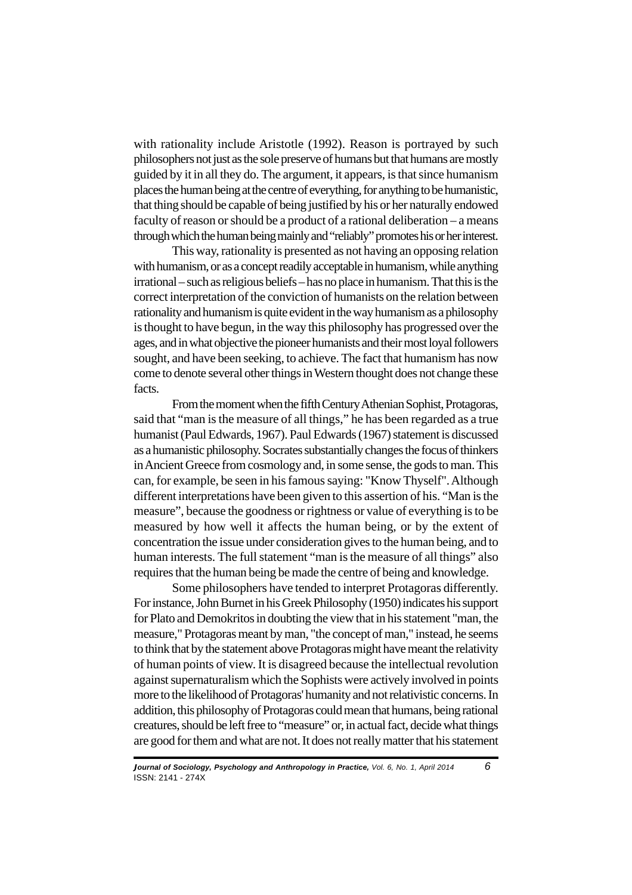with rationality include Aristotle (1992). Reason is portrayed by such philosophers not just as the sole preserve of humans but that humans are mostly guided by it in all they do. The argument, it appears, is that since humanism places the human being at the centre of everything, for anything to be humanistic, that thing should be capable of being justified by his or her naturally endowed faculty of reason or should be a product of a rational deliberation – a means through which the human being mainly and "reliably" promotes his or her interest.

This way, rationality is presented as not having an opposing relation with humanism, or as a concept readily acceptable in humanism, while anything irrational – such as religious beliefs – has no place in humanism. That this is the correct interpretation of the conviction of humanists on the relation between rationality and humanism is quite evident in the way humanism as a philosophy is thought to have begun, in the way this philosophy has progressed over the ages, and in what objective the pioneer humanists and their most loyal followers sought, and have been seeking, to achieve. The fact that humanism has now come to denote several other things in Western thought does not change these facts.

From the moment when the fifth Century Athenian Sophist, Protagoras, said that "man is the measure of all things," he has been regarded as a true humanist (Paul Edwards, 1967). Paul Edwards (1967) statement is discussed as a humanistic philosophy. Socrates substantially changes the focus of thinkers in Ancient Greece from cosmology and, in some sense, the gods to man. This can, for example, be seen in his famous saying: "Know Thyself". Although different interpretations have been given to this assertion of his. "Man is the measure", because the goodness or rightness or value of everything is to be measured by how well it affects the human being, or by the extent of concentration the issue under consideration gives to the human being, and to human interests. The full statement "man is the measure of all things" also requires that the human being be made the centre of being and knowledge.

Some philosophers have tended to interpret Protagoras differently. For instance, John Burnet in his Greek Philosophy (1950) indicates his support for Plato and Demokritos in doubting the view that in his statement "man, the measure," Protagoras meant by man, "the concept of man," instead, he seems to think that by the statement above Protagoras might have meant the relativity of human points of view. It is disagreed because the intellectual revolution against supernaturalism which the Sophists were actively involved in points more to the likelihood of Protagoras' humanity and not relativistic concerns. In addition, this philosophy of Protagoras could mean that humans, being rational creatures, should be left free to "measure" or, in actual fact, decide what things are good for them and what are not. It does not really matter that his statement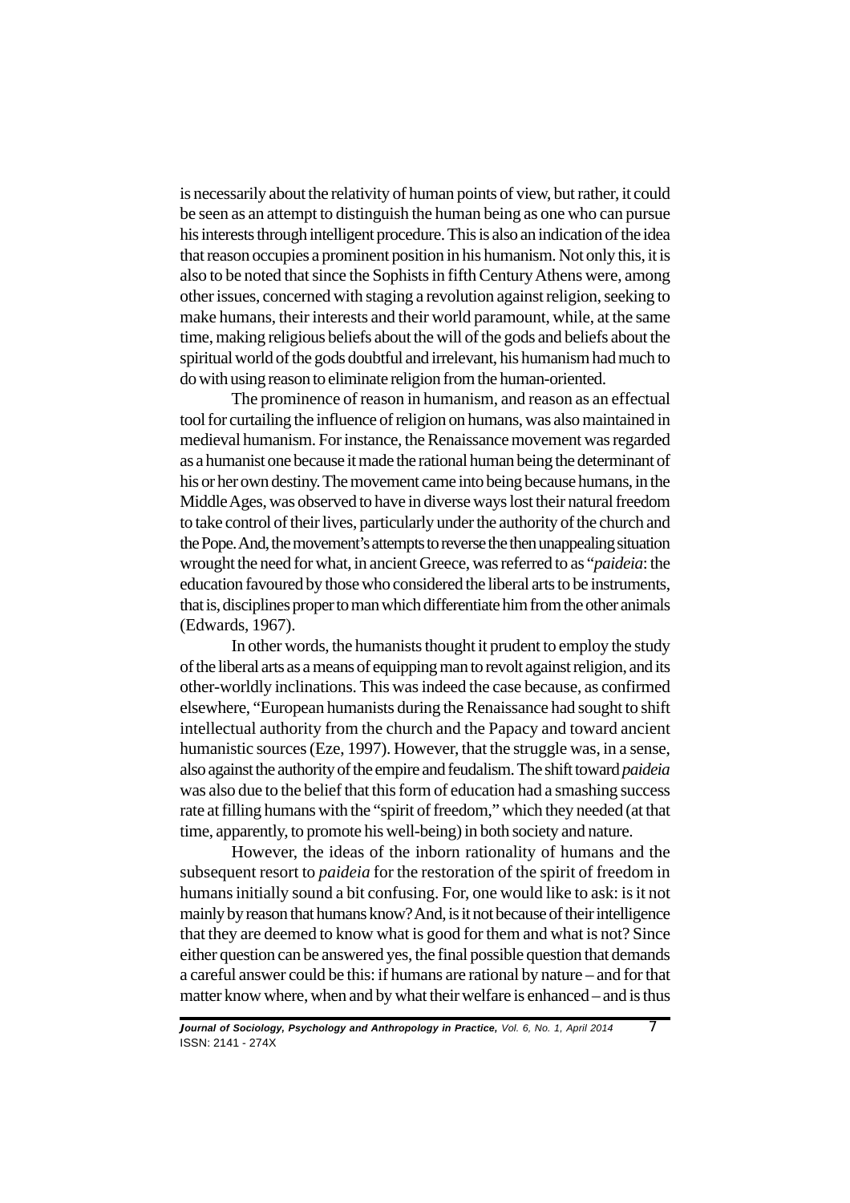is necessarily about the relativity of human points of view, but rather, it could be seen as an attempt to distinguish the human being as one who can pursue his interests through intelligent procedure. This is also an indication of the idea that reason occupies a prominent position in his humanism. Not only this, it is also to be noted that since the Sophists in fifth Century Athens were, among other issues, concerned with staging a revolution against religion, seeking to make humans, their interests and their world paramount, while, at the same time, making religious beliefs about the will of the gods and beliefs about the spiritual world of the gods doubtful and irrelevant, his humanism had much to do with using reason to eliminate religion from the human-oriented.

The prominence of reason in humanism, and reason as an effectual tool for curtailing the influence of religion on humans, was also maintained in medieval humanism. For instance, the Renaissance movement was regarded as a humanist one because it made the rational human being the determinant of his or her own destiny. The movement came into being because humans, in the Middle Ages, was observed to have in diverse ways lost their natural freedom to take control of their lives, particularly under the authority of the church and the Pope. And, the movement's attempts to reverse the then unappealing situation wrought the need for what, in ancient Greece, was referred to as "*paideia*: the education favoured by those who considered the liberal arts to be instruments, that is, disciplines proper to man which differentiate him from the other animals (Edwards, 1967).

In other words, the humanists thought it prudent to employ the study of the liberal arts as a means of equipping man to revolt against religion, and its other-worldly inclinations. This was indeed the case because, as confirmed elsewhere, "European humanists during the Renaissance had sought to shift intellectual authority from the church and the Papacy and toward ancient humanistic sources (Eze, 1997). However, that the struggle was, in a sense, also against the authority of the empire and feudalism. The shift toward *paideia* was also due to the belief that this form of education had a smashing success rate at filling humans with the "spirit of freedom," which they needed (at that time, apparently, to promote his well-being) in both society and nature.

However, the ideas of the inborn rationality of humans and the subsequent resort to *paideia* for the restoration of the spirit of freedom in humans initially sound a bit confusing. For, one would like to ask: is it not mainly by reason that humans know? And, is it not because of their intelligence that they are deemed to know what is good for them and what is not? Since either question can be answered yes, the final possible question that demands a careful answer could be this: if humans are rational by nature – and for that matter know where, when and by what their welfare is enhanced – and is thus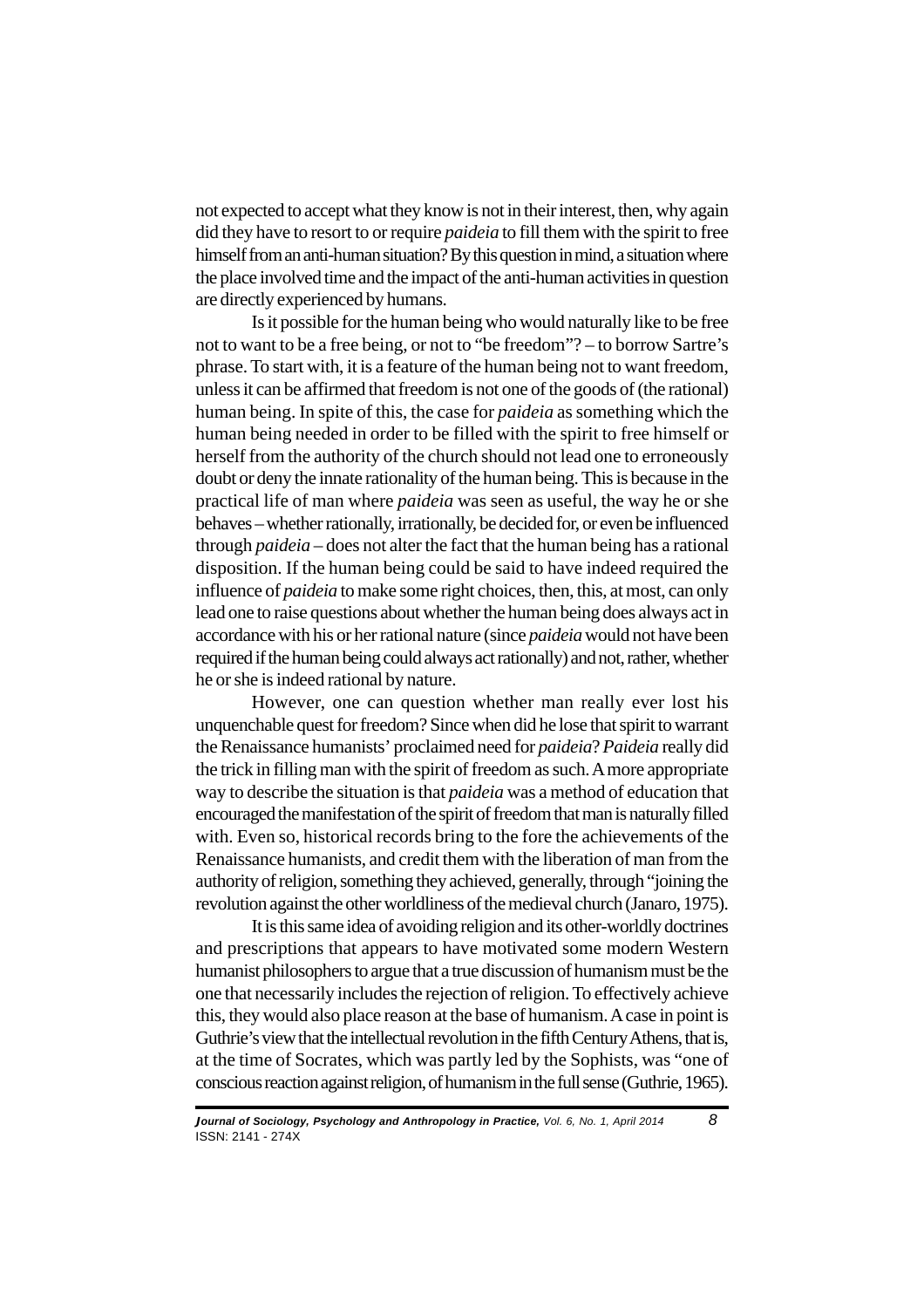not expected to accept what they know is not in their interest, then, why again did they have to resort to or require *paideia* to fill them with the spirit to free himself from an anti-human situation? By this question in mind, a situation where the place involved time and the impact of the anti-human activities in question are directly experienced by humans.

Is it possible for the human being who would naturally like to be free not to want to be a free being, or not to "be freedom"? – to borrow Sartre's phrase. To start with, it is a feature of the human being not to want freedom, unless it can be affirmed that freedom is not one of the goods of (the rational) human being. In spite of this, the case for *paideia* as something which the human being needed in order to be filled with the spirit to free himself or herself from the authority of the church should not lead one to erroneously doubt or deny the innate rationality of the human being. This is because in the practical life of man where *paideia* was seen as useful, the way he or she behaves – whether rationally, irrationally, be decided for, or even be influenced through *paideia* – does not alter the fact that the human being has a rational disposition. If the human being could be said to have indeed required the influence of *paideia* to make some right choices, then, this, at most, can only lead one to raise questions about whether the human being does always act in accordance with his or her rational nature (since *paideia* would not have been required if the human being could always act rationally) and not, rather, whether he or she is indeed rational by nature.

However, one can question whether man really ever lost his unquenchable quest for freedom? Since when did he lose that spirit to warrant the Renaissance humanists' proclaimed need for *paideia*? *Paideia* really did the trick in filling man with the spirit of freedom as such. A more appropriate way to describe the situation is that *paideia* was a method of education that encouraged the manifestation of the spirit of freedom that man is naturally filled with. Even so, historical records bring to the fore the achievements of the Renaissance humanists, and credit them with the liberation of man from the authority of religion, something they achieved, generally, through "joining the revolution against the other worldliness of the medieval church (Janaro, 1975).

It is this same idea of avoiding religion and its other-worldly doctrines and prescriptions that appears to have motivated some modern Western humanist philosophers to argue that a true discussion of humanism must be the one that necessarily includes the rejection of religion. To effectively achieve this, they would also place reason at the base of humanism. A case in point is Guthrie's view that the intellectual revolution in the fifth Century Athens, that is, at the time of Socrates, which was partly led by the Sophists, was "one of conscious reaction against religion, of humanism in the full sense (Guthrie, 1965).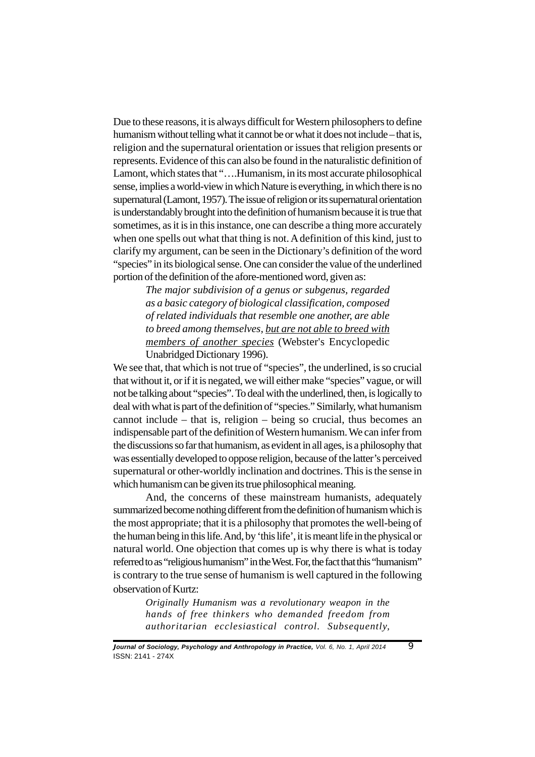Due to these reasons, it is always difficult for Western philosophers to define humanism without telling what it cannot be or what it does not include – that is, religion and the supernatural orientation or issues that religion presents or represents. Evidence of this can also be found in the naturalistic definition of Lamont, which states that "….Humanism, in its most accurate philosophical sense, implies a world-view in which Nature is everything, in which there is no supernatural (Lamont, 1957). The issue of religion or its supernatural orientation is understandably brought into the definition of humanism because it is true that sometimes, as it is in this instance, one can describe a thing more accurately when one spells out what that thing is not. A definition of this kind, just to clarify my argument, can be seen in the Dictionary's definition of the word "species" in its biological sense. One can consider the value of the underlined portion of the definition of the afore-mentioned word, given as:

> *The major subdivision of a genus or subgenus, regarded as a basic category of biological classification, composed of related individuals that resemble one another, are able to breed among themselves, <u>but are not able to breed with members of another species</u>* (Webster's Encyclopedic Unabridged Dictionary 1996).

We see that, that which is not true of "species", the underlined, is so crucial that without it, or if it is negated, we will either make "species" vague, or will not be talking about "species". To deal with the underlined, then, is logically to deal with what is part of the definition of "species." Similarly, what humanism cannot include – that is, religion – being so crucial, thus becomes an indispensable part of the definition of Western humanism. We can infer from the discussions so far that humanism, as evident in all ages, is a philosophy that was essentially developed to oppose religion, because of the latter's perceived supernatural or other-worldly inclination and doctrines. This is the sense in which humanism can be given its true philosophical meaning.

And, the concerns of these mainstream humanists, adequately summarized become nothing different from the definition of humanism which is the most appropriate; that it is a philosophy that promotes the well-being of the human being in this life. And, by 'this life', it is meant life in the physical or natural world. One objection that comes up is why there is what is today referred to as "religious humanism" in the West. For, the fact that this "humanism" is contrary to the true sense of humanism is well captured in the following observation of Kurtz:

> *Originally Humanism was a revolutionary weapon in the hands of free thinkers who demanded freedom from authoritarian ecclesiastical control. Subsequently,*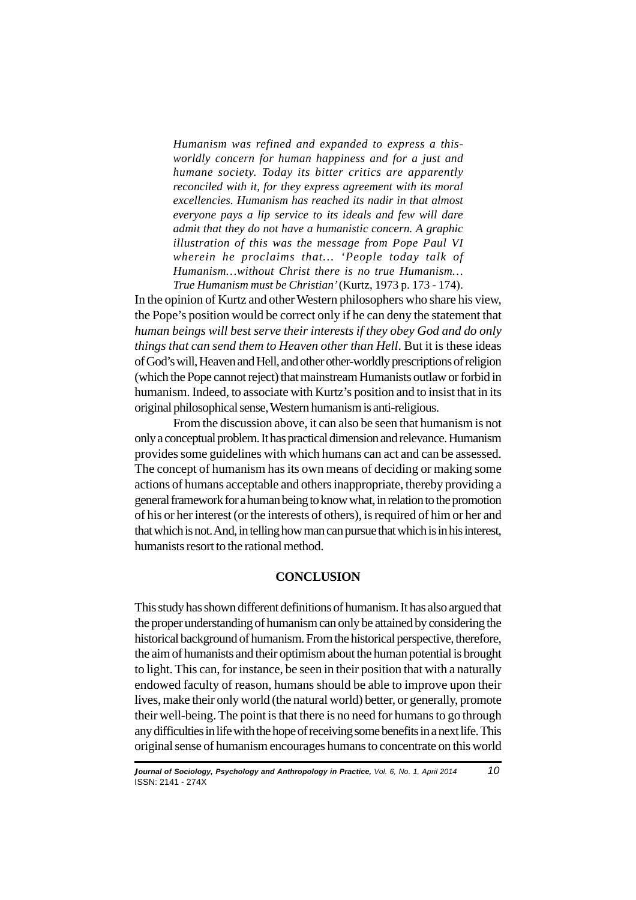> *Humanism was refined and expanded to express a this-worldly concern for human happiness and for a just and humane society. Today its bitter critics are apparently reconciled with it, for they express agreement with its moral excellencies. Humanism has reached its nadir in that almost everyone pays a lip service to its ideals and few will dare admit that they do not have a humanistic concern. A graphic illustration of this was the message from Pope Paul VI wherein he proclaims that… 'People today talk of Humanism…without Christ there is no true Humanism… True Humanism must be Christian'* (Kurtz, 1973 p. 173 - 174).

In the opinion of Kurtz and other Western philosophers who share his view, the Pope's position would be correct only if he can deny the statement that *human beings will best serve their interests if they obey God and do only things that can send them to Heaven other than Hell*. But it is these ideas of God's will, Heaven and Hell, and other other-worldly prescriptions of religion (which the Pope cannot reject) that mainstream Humanists outlaw or forbid in humanism. Indeed, to associate with Kurtz's position and to insist that in its original philosophical sense, Western humanism is anti-religious.

From the discussion above, it can also be seen that humanism is not only a conceptual problem. It has practical dimension and relevance. Humanism provides some guidelines with which humans can act and can be assessed. The concept of humanism has its own means of deciding or making some actions of humans acceptable and others inappropriate, thereby providing a general framework for a human being to know what, in relation to the promotion of his or her interest (or the interests of others), is required of him or her and that which is not. And, in telling how man can pursue that which is in his interest, humanists resort to the rational method.

## CONCLUSION

This study has shown different definitions of humanism. It has also argued that the proper understanding of humanism can only be attained by considering the historical background of humanism. From the historical perspective, therefore, the aim of humanists and their optimism about the human potential is brought to light. This can, for instance, be seen in their position that with a naturally endowed faculty of reason, humans should be able to improve upon their lives, make their only world (the natural world) better, or generally, promote their well-being. The point is that there is no need for humans to go through any difficulties in life with the hope of receiving some benefits in a next life. This original sense of humanism encourages humans to concentrate on this world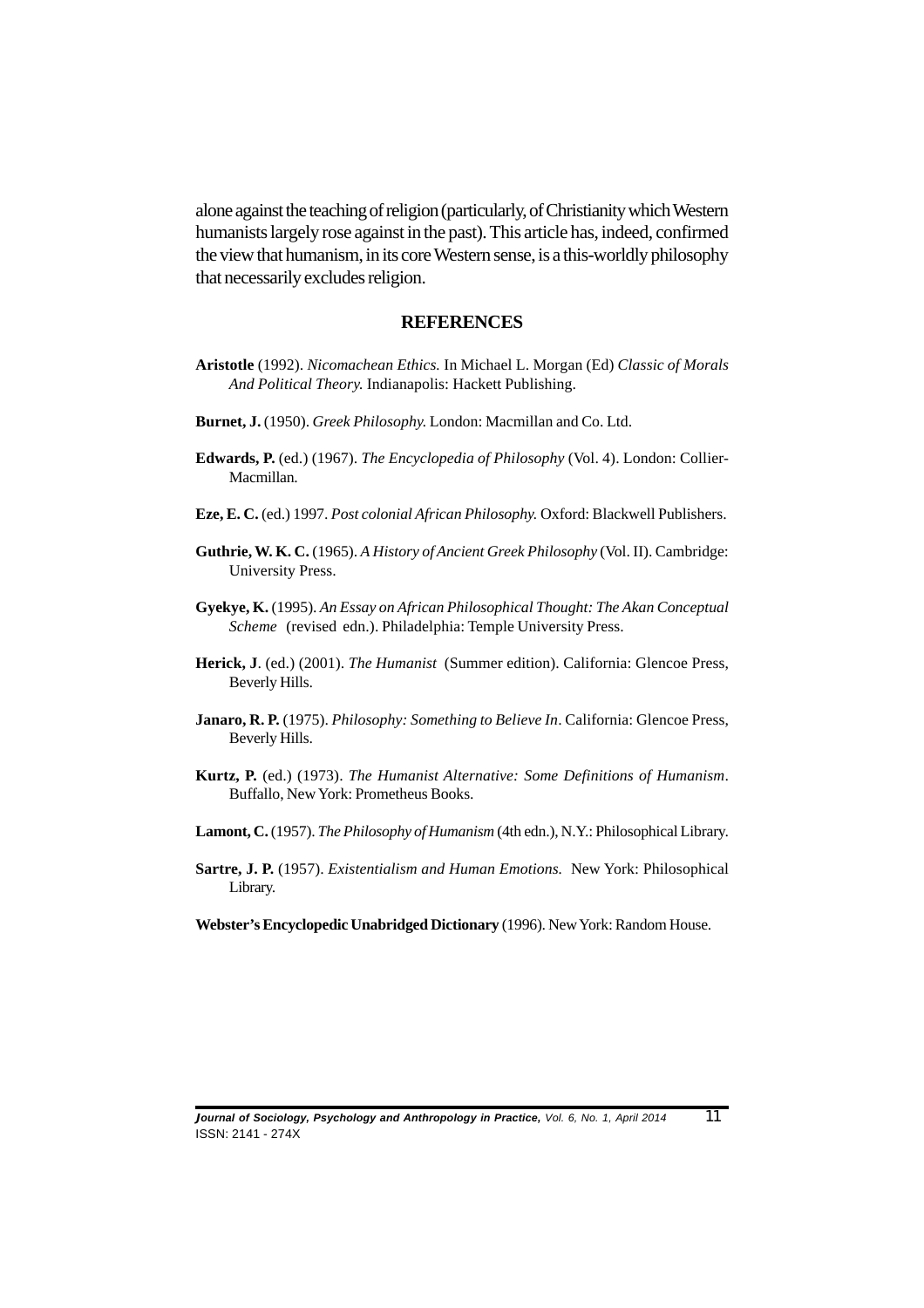alone against the teaching of religion (particularly, of Christianity which Western humanists largely rose against in the past). This article has, indeed, confirmed the view that humanism, in its core Western sense, is a this-worldly philosophy that necessarily excludes religion.

## REFERENCES

**Aristotle** (1992). *Nicomachean Ethics.* In Michael L. Morgan (Ed) *Classic of Morals And Political Theory.* Indianapolis: Hackett Publishing.

**Burnet, J.** (1950). *Greek Philosophy.* London: Macmillan and Co. Ltd.

**Edwards, P.** (ed.) (1967). *The Encyclopedia of Philosophy* (Vol. 4). London: Collier-Macmillan.

**Eze, E. C.** (ed.) 1997. *Post colonial African Philosophy.* Oxford: Blackwell Publishers.

**Guthrie, W. K. C.** (1965). *A History of Ancient Greek Philosophy* (Vol. II). Cambridge: University Press.

**Gyekye, K.** (1995). *An Essay on African Philosophical Thought: The Akan Conceptual Scheme* (revised edn.). Philadelphia: Temple University Press.

**Herick, J**. (ed.) (2001). *The Humanist* (Summer edition). California: Glencoe Press, Beverly Hills.

**Janaro, R. P.** (1975). *Philosophy: Something to Believe In*. California: Glencoe Press, Beverly Hills.

**Kurtz, P.** (ed.) (1973). *The Humanist Alternative: Some Definitions of Humanism*. Buffallo, New York: Prometheus Books.

**Lamont, C.** (1957). *The Philosophy of Humanism* (4th edn.), N.Y.: Philosophical Library.

**Sartre, J. P.** (1957). *Existentialism and Human Emotions.* New York: Philosophical Library.

**Webster's Encyclopedic Unabridged Dictionary** (1996). New York: Random House.